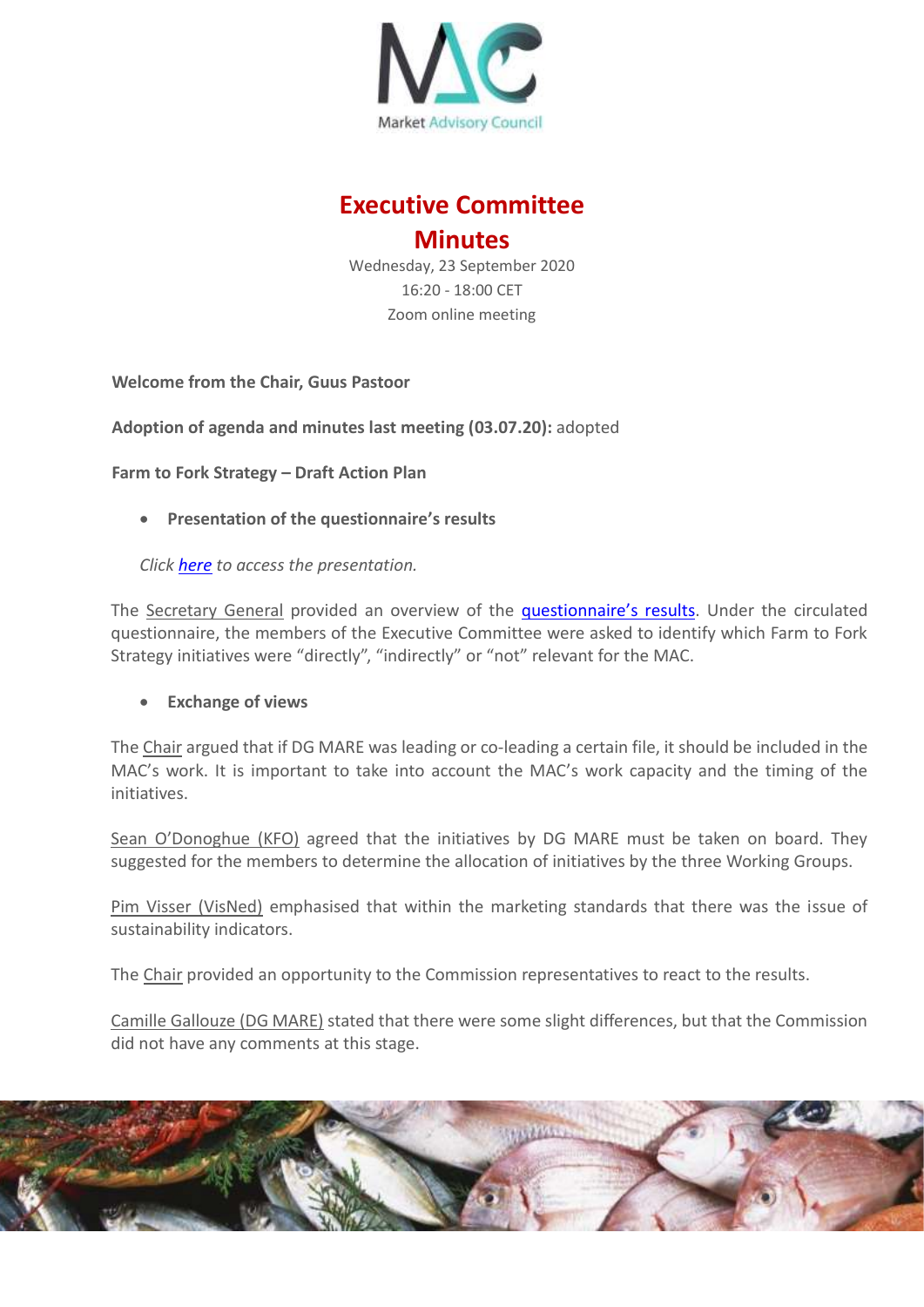# Executive Committee Minutes

Wednesday, 23 September 2020
16:20 - 18:00 CET
Zoom online meeting

**Welcome from the Chair, Guus Pastoor**

**Adoption of agenda and minutes last meeting (03.07.20):** adopted

**Farm to Fork Strategy – Draft Action Plan**

- **Presentation of the questionnaire's results**

*Click here to access the presentation.*

The Secretary General provided an overview of the questionnaire's results. Under the circulated questionnaire, the members of the Executive Committee were asked to identify which Farm to Fork Strategy initiatives were "directly", "indirectly" or "not" relevant for the MAC.

- **Exchange of views**

The Chair argued that if DG MARE was leading or co-leading a certain file, it should be included in the MAC's work. It is important to take into account the MAC's work capacity and the timing of the initiatives.

Sean O'Donoghue (KFO) agreed that the initiatives by DG MARE must be taken on board. They suggested for the members to determine the allocation of initiatives by the three Working Groups.

Pim Visser (VisNed) emphasised that within the marketing standards that there was the issue of sustainability indicators.

The Chair provided an opportunity to the Commission representatives to react to the results.

Camille Gallouze (DG MARE) stated that there were some slight differences, but that the Commission did not have any comments at this stage.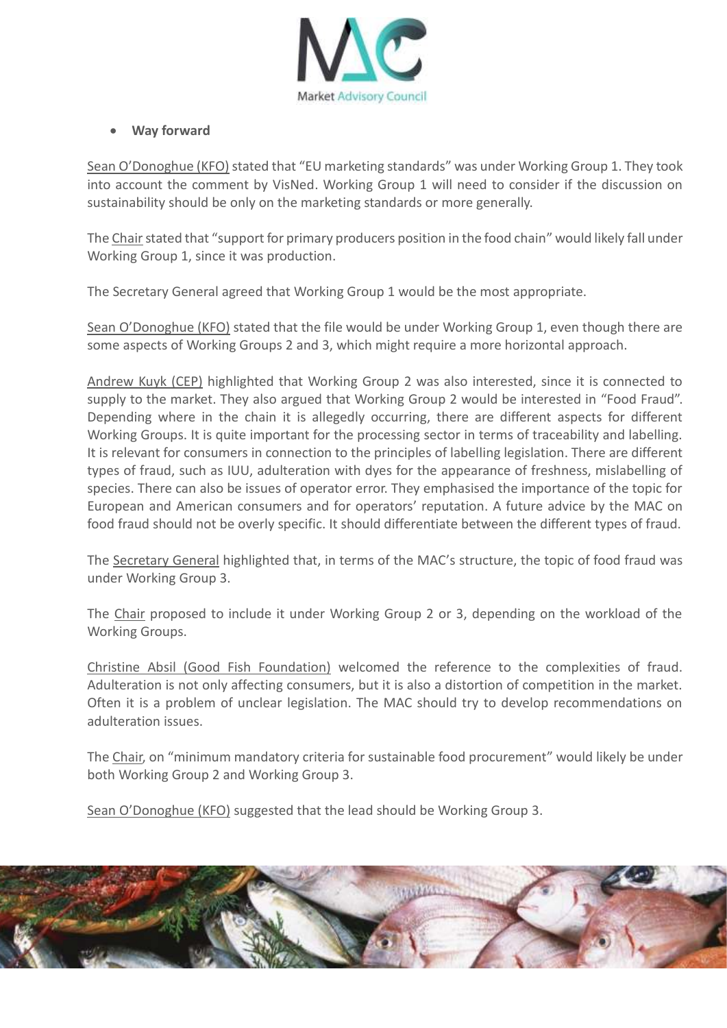- **Way forward**

Sean O'Donoghue (KFO) stated that "EU marketing standards" was under Working Group 1. They took into account the comment by VisNed. Working Group 1 will need to consider if the discussion on sustainability should be only on the marketing standards or more generally.

The Chair stated that "support for primary producers position in the food chain" would likely fall under Working Group 1, since it was production.

The Secretary General agreed that Working Group 1 would be the most appropriate.

Sean O'Donoghue (KFO) stated that the file would be under Working Group 1, even though there are some aspects of Working Groups 2 and 3, which might require a more horizontal approach.

Andrew Kuyk (CEP) highlighted that Working Group 2 was also interested, since it is connected to supply to the market. They also argued that Working Group 2 would be interested in "Food Fraud". Depending where in the chain it is allegedly occurring, there are different aspects for different Working Groups. It is quite important for the processing sector in terms of traceability and labelling. It is relevant for consumers in connection to the principles of labelling legislation. There are different types of fraud, such as IUU, adulteration with dyes for the appearance of freshness, mislabelling of species. There can also be issues of operator error. They emphasised the importance of the topic for European and American consumers and for operators' reputation. A future advice by the MAC on food fraud should not be overly specific. It should differentiate between the different types of fraud.

The Secretary General highlighted that, in terms of the MAC's structure, the topic of food fraud was under Working Group 3.

The Chair proposed to include it under Working Group 2 or 3, depending on the workload of the Working Groups.

Christine Absil (Good Fish Foundation) welcomed the reference to the complexities of fraud. Adulteration is not only affecting consumers, but it is also a distortion of competition in the market. Often it is a problem of unclear legislation. The MAC should try to develop recommendations on adulteration issues.

The Chair, on "minimum mandatory criteria for sustainable food procurement" would likely be under both Working Group 2 and Working Group 3.

Sean O'Donoghue (KFO) suggested that the lead should be Working Group 3.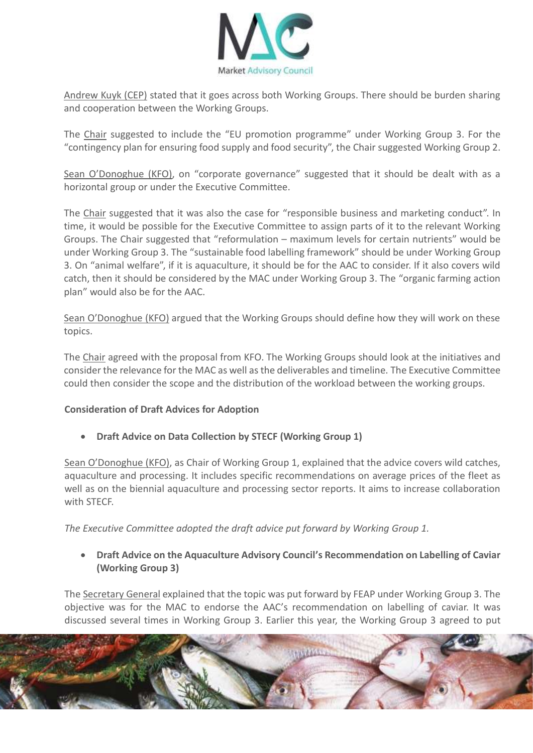Andrew Kuyk (CEP) stated that it goes across both Working Groups. There should be burden sharing and cooperation between the Working Groups.

The Chair suggested to include the "EU promotion programme" under Working Group 3. For the "contingency plan for ensuring food supply and food security", the Chair suggested Working Group 2.

Sean O'Donoghue (KFO), on "corporate governance" suggested that it should be dealt with as a horizontal group or under the Executive Committee.

The Chair suggested that it was also the case for "responsible business and marketing conduct". In time, it would be possible for the Executive Committee to assign parts of it to the relevant Working Groups. The Chair suggested that "reformulation – maximum levels for certain nutrients" would be under Working Group 3. The "sustainable food labelling framework" should be under Working Group 3. On "animal welfare", if it is aquaculture, it should be for the AAC to consider. If it also covers wild catch, then it should be considered by the MAC under Working Group 3. The "organic farming action plan" would also be for the AAC.

Sean O'Donoghue (KFO) argued that the Working Groups should define how they will work on these topics.

The Chair agreed with the proposal from KFO. The Working Groups should look at the initiatives and consider the relevance for the MAC as well as the deliverables and timeline. The Executive Committee could then consider the scope and the distribution of the workload between the working groups.

**Consideration of Draft Advices for Adoption**

- **Draft Advice on Data Collection by STECF (Working Group 1)**

Sean O'Donoghue (KFO), as Chair of Working Group 1, explained that the advice covers wild catches, aquaculture and processing. It includes specific recommendations on average prices of the fleet as well as on the biennial aquaculture and processing sector reports. It aims to increase collaboration with STECF.

*The Executive Committee adopted the draft advice put forward by Working Group 1.*

- **Draft Advice on the Aquaculture Advisory Council's Recommendation on Labelling of Caviar (Working Group 3)**

The Secretary General explained that the topic was put forward by FEAP under Working Group 3. The objective was for the MAC to endorse the AAC's recommendation on labelling of caviar. It was discussed several times in Working Group 3. Earlier this year, the Working Group 3 agreed to put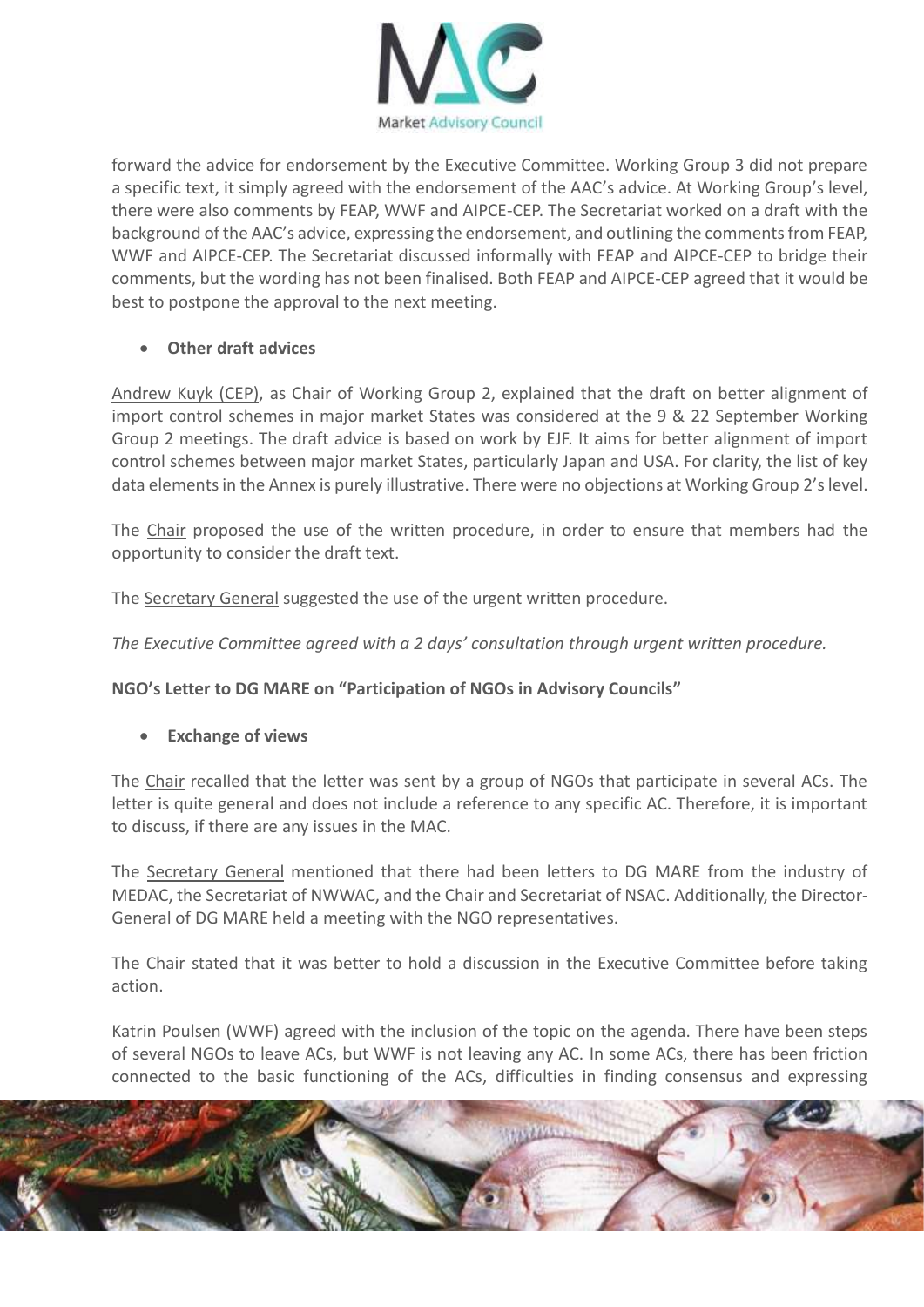forward the advice for endorsement by the Executive Committee. Working Group 3 did not prepare a specific text, it simply agreed with the endorsement of the AAC's advice. At Working Group's level, there were also comments by FEAP, WWF and AIPCE-CEP. The Secretariat worked on a draft with the background of the AAC's advice, expressing the endorsement, and outlining the comments from FEAP, WWF and AIPCE-CEP. The Secretariat discussed informally with FEAP and AIPCE-CEP to bridge their comments, but the wording has not been finalised. Both FEAP and AIPCE-CEP agreed that it would be best to postpone the approval to the next meeting.

- **Other draft advices**

Andrew Kuyk (CEP), as Chair of Working Group 2, explained that the draft on better alignment of import control schemes in major market States was considered at the 9 & 22 September Working Group 2 meetings. The draft advice is based on work by EJF. It aims for better alignment of import control schemes between major market States, particularly Japan and USA. For clarity, the list of key data elements in the Annex is purely illustrative. There were no objections at Working Group 2's level.

The Chair proposed the use of the written procedure, in order to ensure that members had the opportunity to consider the draft text.

The Secretary General suggested the use of the urgent written procedure.

*The Executive Committee agreed with a 2 days' consultation through urgent written procedure.*

**NGO's Letter to DG MARE on "Participation of NGOs in Advisory Councils"**

- **Exchange of views**

The Chair recalled that the letter was sent by a group of NGOs that participate in several ACs. The letter is quite general and does not include a reference to any specific AC. Therefore, it is important to discuss, if there are any issues in the MAC.

The Secretary General mentioned that there had been letters to DG MARE from the industry of MEDAC, the Secretariat of NWWAC, and the Chair and Secretariat of NSAC. Additionally, the Director-General of DG MARE held a meeting with the NGO representatives.

The Chair stated that it was better to hold a discussion in the Executive Committee before taking action.

Katrin Poulsen (WWF) agreed with the inclusion of the topic on the agenda. There have been steps of several NGOs to leave ACs, but WWF is not leaving any AC. In some ACs, there has been friction connected to the basic functioning of the ACs, difficulties in finding consensus and expressing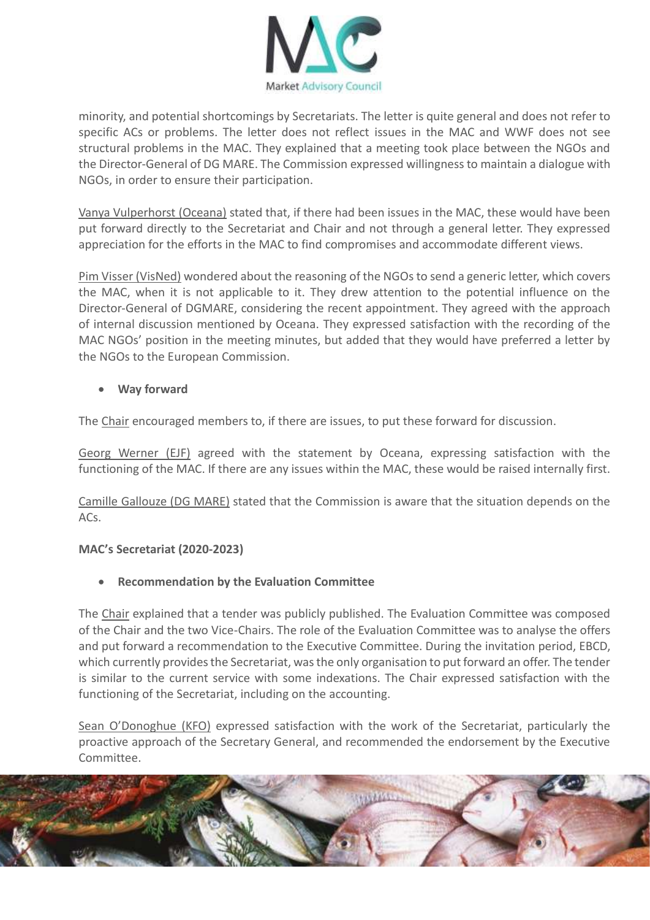minority, and potential shortcomings by Secretariats. The letter is quite general and does not refer to specific ACs or problems. The letter does not reflect issues in the MAC and WWF does not see structural problems in the MAC. They explained that a meeting took place between the NGOs and the Director-General of DG MARE. The Commission expressed willingness to maintain a dialogue with NGOs, in order to ensure their participation.

Vanya Vulperhorst (Oceana) stated that, if there had been issues in the MAC, these would have been put forward directly to the Secretariat and Chair and not through a general letter. They expressed appreciation for the efforts in the MAC to find compromises and accommodate different views.

Pim Visser (VisNed) wondered about the reasoning of the NGOs to send a generic letter, which covers the MAC, when it is not applicable to it. They drew attention to the potential influence on the Director-General of DGMARE, considering the recent appointment. They agreed with the approach of internal discussion mentioned by Oceana. They expressed satisfaction with the recording of the MAC NGOs' position in the meeting minutes, but added that they would have preferred a letter by the NGOs to the European Commission.

- **Way forward**

The Chair encouraged members to, if there are issues, to put these forward for discussion.

Georg Werner (EJF) agreed with the statement by Oceana, expressing satisfaction with the functioning of the MAC. If there are any issues within the MAC, these would be raised internally first.

Camille Gallouze (DG MARE) stated that the Commission is aware that the situation depends on the ACs.

**MAC's Secretariat (2020-2023)**

- **Recommendation by the Evaluation Committee**

The Chair explained that a tender was publicly published. The Evaluation Committee was composed of the Chair and the two Vice-Chairs. The role of the Evaluation Committee was to analyse the offers and put forward a recommendation to the Executive Committee. During the invitation period, EBCD, which currently provides the Secretariat, was the only organisation to put forward an offer. The tender is similar to the current service with some indexations. The Chair expressed satisfaction with the functioning of the Secretariat, including on the accounting.

Sean O'Donoghue (KFO) expressed satisfaction with the work of the Secretariat, particularly the proactive approach of the Secretary General, and recommended the endorsement by the Executive Committee.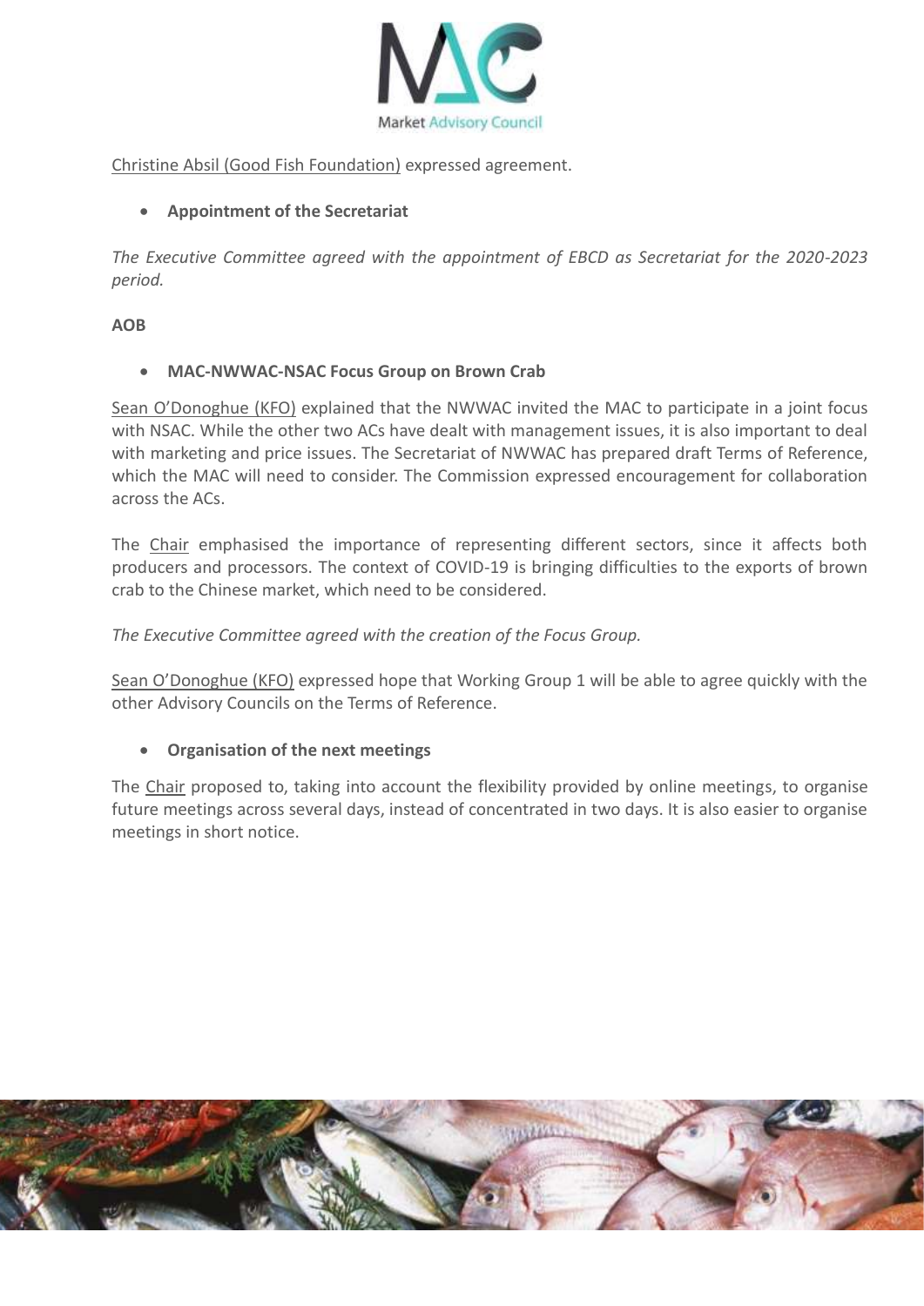Christine Absil (Good Fish Foundation) expressed agreement.

- **Appointment of the Secretariat**

*The Executive Committee agreed with the appointment of EBCD as Secretariat for the 2020-2023 period.*

**AOB**

- **MAC-NWWAC-NSAC Focus Group on Brown Crab**

Sean O'Donoghue (KFO) explained that the NWWAC invited the MAC to participate in a joint focus with NSAC. While the other two ACs have dealt with management issues, it is also important to deal with marketing and price issues. The Secretariat of NWWAC has prepared draft Terms of Reference, which the MAC will need to consider. The Commission expressed encouragement for collaboration across the ACs.

The Chair emphasised the importance of representing different sectors, since it affects both producers and processors. The context of COVID-19 is bringing difficulties to the exports of brown crab to the Chinese market, which need to be considered.

*The Executive Committee agreed with the creation of the Focus Group.*

Sean O'Donoghue (KFO) expressed hope that Working Group 1 will be able to agree quickly with the other Advisory Councils on the Terms of Reference.

- **Organisation of the next meetings**

The Chair proposed to, taking into account the flexibility provided by online meetings, to organise future meetings across several days, instead of concentrated in two days. It is also easier to organise meetings in short notice.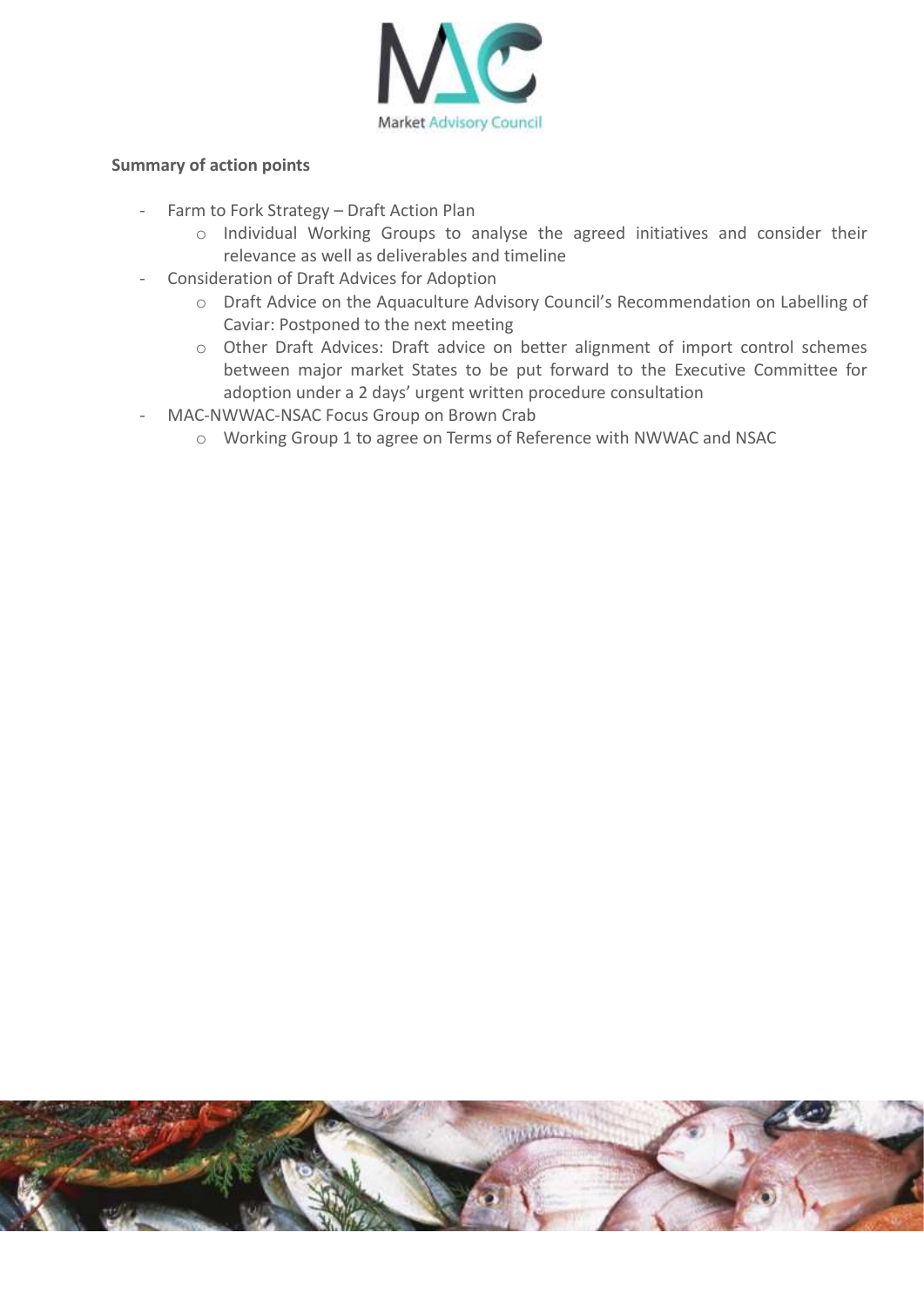**Summary of action points**

- Farm to Fork Strategy – Draft Action Plan
    - Individual Working Groups to analyse the agreed initiatives and consider their relevance as well as deliverables and timeline
- Consideration of Draft Advices for Adoption
    - Draft Advice on the Aquaculture Advisory Council's Recommendation on Labelling of Caviar: Postponed to the next meeting
    - Other Draft Advices: Draft advice on better alignment of import control schemes between major market States to be put forward to the Executive Committee for adoption under a 2 days' urgent written procedure consultation
- MAC-NWWAC-NSAC Focus Group on Brown Crab
    - Working Group 1 to agree on Terms of Reference with NWWAC and NSAC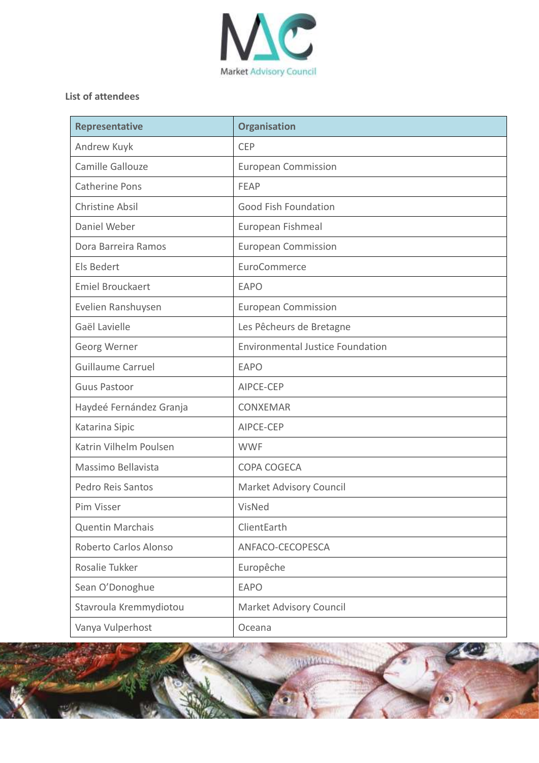**List of attendees**

| Representative | Organisation |
| --- | --- |
| Andrew Kuyk | CEP |
| Camille Gallouze | European Commission |
| Catherine Pons | FEAP |
| Christine Absil | Good Fish Foundation |
| Daniel Weber | European Fishmeal |
| Dora Barreira Ramos | European Commission |
| Els Bedert | EuroCommerce |
| Emiel Brouckaert | EAPO |
| Evelien Ranshuysen | European Commission |
| Gaël Lavielle | Les Pêcheurs de Bretagne |
| Georg Werner | Environmental Justice Foundation |
| Guillaume Carruel | EAPO |
| Guus Pastoor | AIPCE-CEP |
| Haydeé Fernández Granja | CONXEMAR |
| Katarina Sipic | AIPCE-CEP |
| Katrin Vilhelm Poulsen | WWF |
| Massimo Bellavista | COPA COGECA |
| Pedro Reis Santos | Market Advisory Council |
| Pim Visser | VisNed |
| Quentin Marchais | ClientEarth |
| Roberto Carlos Alonso | ANFACO-CECOPESCA |
| Rosalie Tukker | Europêche |
| Sean O'Donoghue | EAPO |
| Stavroula Kremmydiotou | Market Advisory Council |
| Vanya Vulperhost | Oceana |